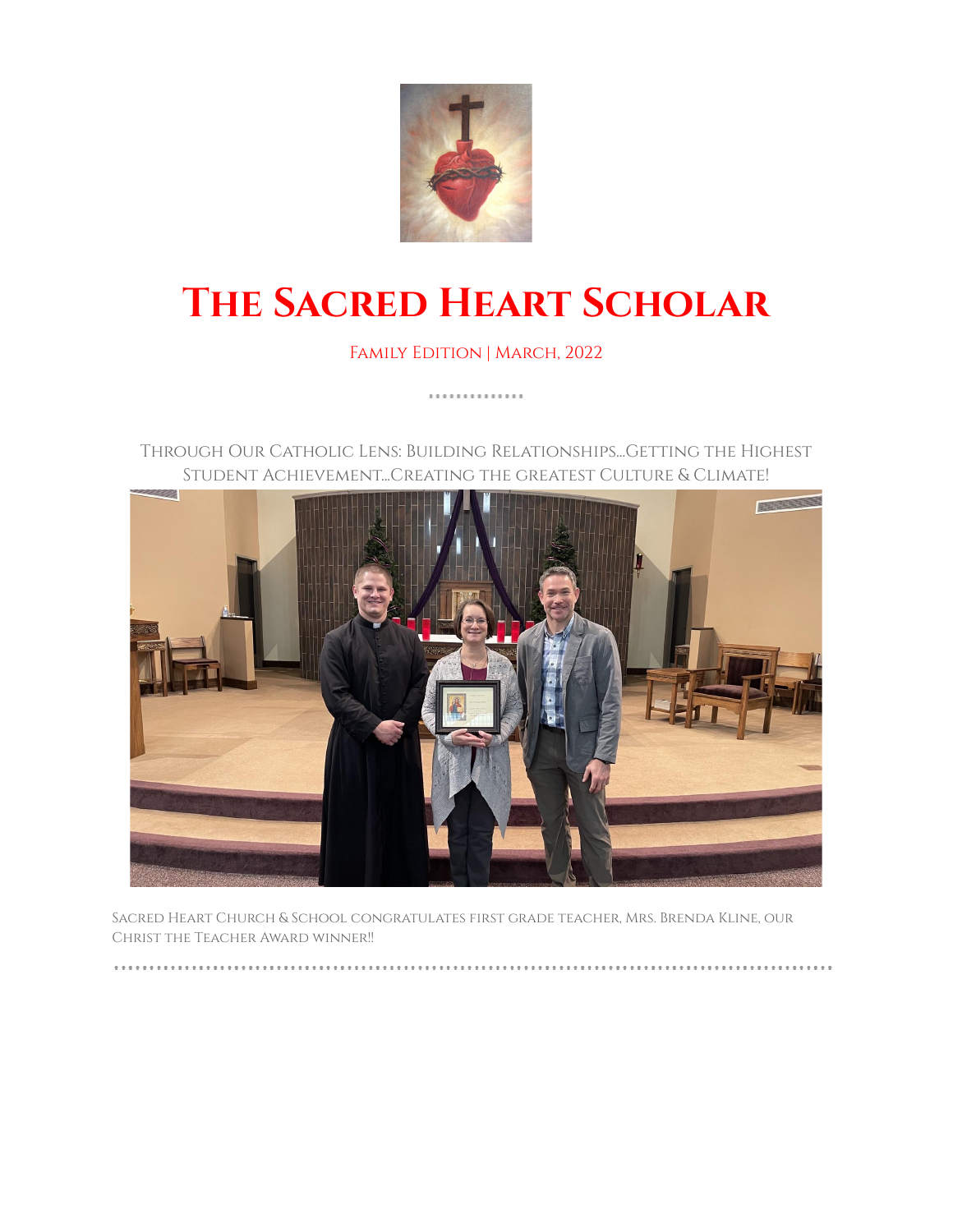# The Sacred Heart Scholar

Family Edition | March, 2022

Through Our Catholic Lens: Building Relationships...Getting the Highest Student Achievement...Creating the greatest Culture & Climate!

Sacred Heart Church & School congratulates first grade teacher, Mrs. Brenda Kline, our Christ the Teacher Award winner!!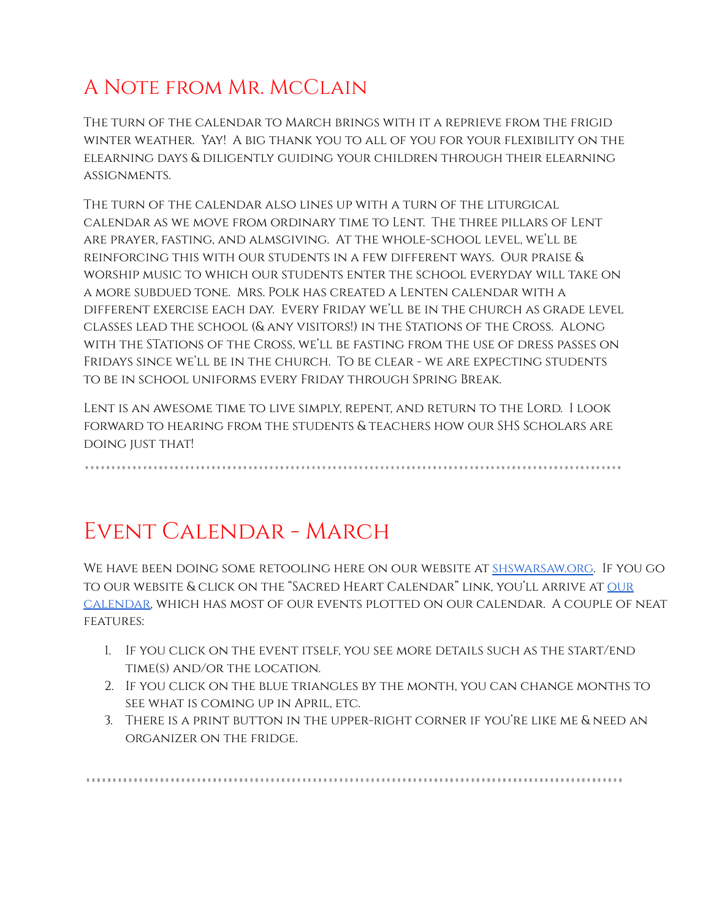## A Note from Mr. McClain

The turn of the calendar to March brings with it a reprieve from the frigid winter weather. Yay! A big thank you to all of you for your flexibility on the eLearning days & diligently guiding your children through their eLearning assignments.

The turn of the calendar also lines up with a turn of the liturgical calendar as we move from Ordinary Time to Lent. The three pillars of Lent are prayer, fasting, and almsgiving. At the whole-school level, we'll be reinforcing this with our students in a few different ways. Our praise & worship music to which our students enter the school everyday will take on a more subdued tone. Mrs. Polk has created a Lenten calendar with a different exercise each day. Every Friday we'll be in the church as grade level classes lead the school (& any visitors!) in the Stations of the Cross. Along with the STations of the Cross, we'll be fasting from the use of dress passes on Fridays since we'll be in the church. To be clear - we are expecting students to be in school uniforms every Friday through Spring Break.

Lent is an awesome time to live simply, repent, and return to the Lord. I look forward to hearing from the students & teachers how our SHS Scholars are doing just that!

---

## Event Calendar - March

We have been doing some retooling here on our website at shswarsaw.org. If you go to our website & click on the "Sacred Heart Calendar" link, you'll arrive at our calendar, which has most of our events plotted on our calendar. A couple of neat features:

1. If you click on the event itself, you see more details such as the start/end time(s) and/or the location.
2. If you click on the blue triangles by the month, you can change months to see what is coming up in April, etc.
3. There is a print button in the upper-right corner if you're like me & need an organizer on the fridge.

---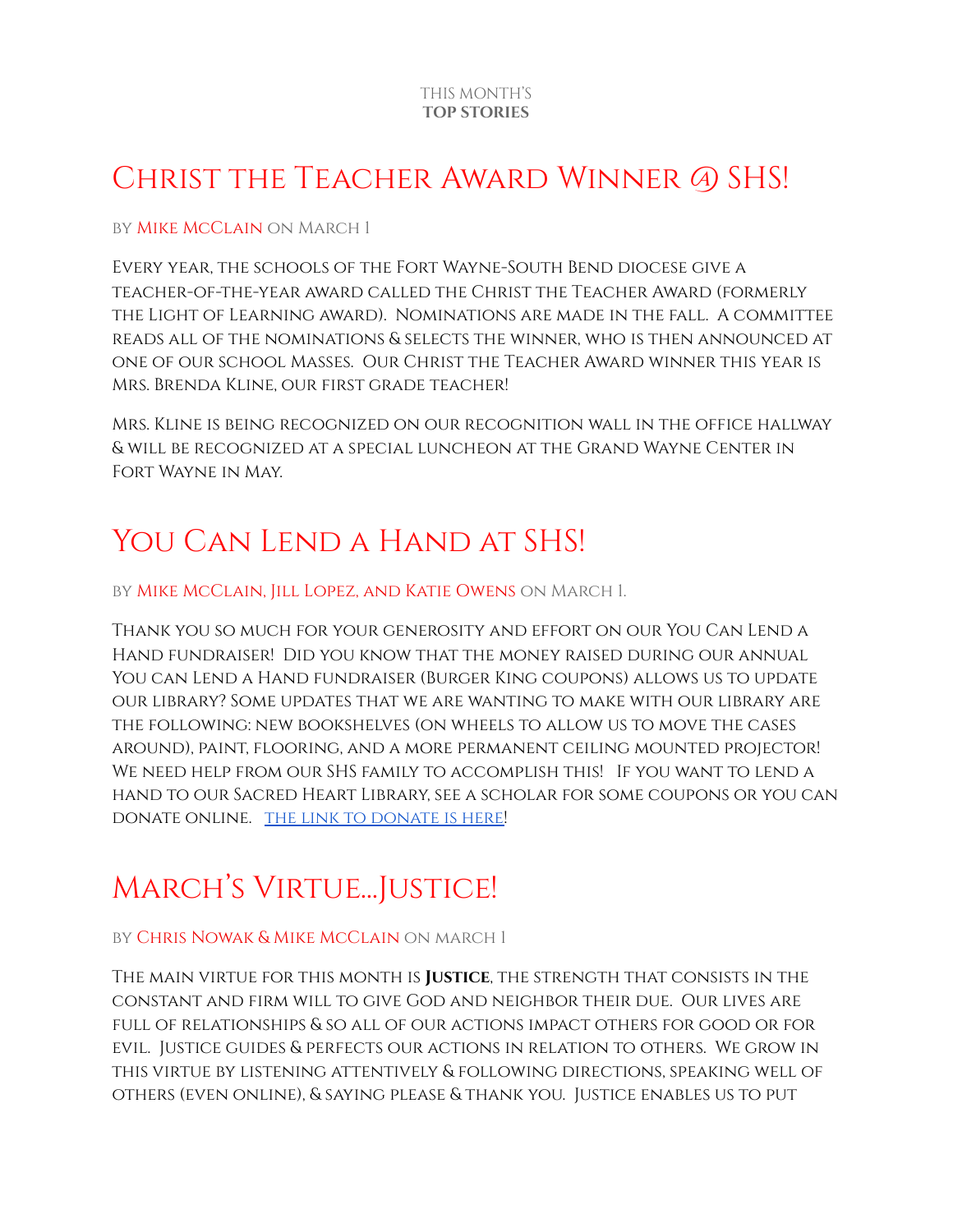THIS MONTH'S
**TOP STORIES**

# Christ the Teacher Award Winner @ SHS!

by Mike McClain on March 1

Every year, the schools of the Fort Wayne-South Bend diocese give a teacher-of-the-year award called the Christ the Teacher Award (formerly the Light of Learning award). Nominations are made in the fall. A committee reads all of the nominations & selects the winner, who is then announced at one of our school Masses. Our Christ the Teacher Award winner this year is Mrs. Brenda Kline, our first grade teacher!

Mrs. Kline is being recognized on our recognition wall in the office hallway & will be recognized at a special luncheon at the Grand Wayne Center in Fort Wayne in May.

# You Can Lend a Hand at SHS!

by Mike McClain, Jill Lopez, and Katie Owens on March 1.

Thank you so much for your generosity and effort on our You Can Lend a Hand fundraiser! Did you know that the money raised during our annual You can Lend a Hand fundraiser (Burger King coupons) allows us to update our library? Some updates that we are wanting to make with our library are the following: new bookshelves (on wheels to allow us to move the cases around), paint, flooring, and a more permanent ceiling mounted projector! We need help from our SHS family to accomplish this! If you want to lend a hand to our Sacred Heart Library, see a scholar for some coupons or you can donate online. The link to donate is here!

# March's Virtue...Justice!

by Chris Nowak & Mike McClain on march 1

The main virtue for this month is **Justice**, the strength that consists in the constant and firm will to give God and neighbor their due. Our lives are full of relationships & so all of our actions impact others for good or for evil. Justice guides & perfects our actions in relation to others. We grow in this virtue by listening attentively & following directions, speaking well of others (even online), & saying please & thank you. Justice enables us to put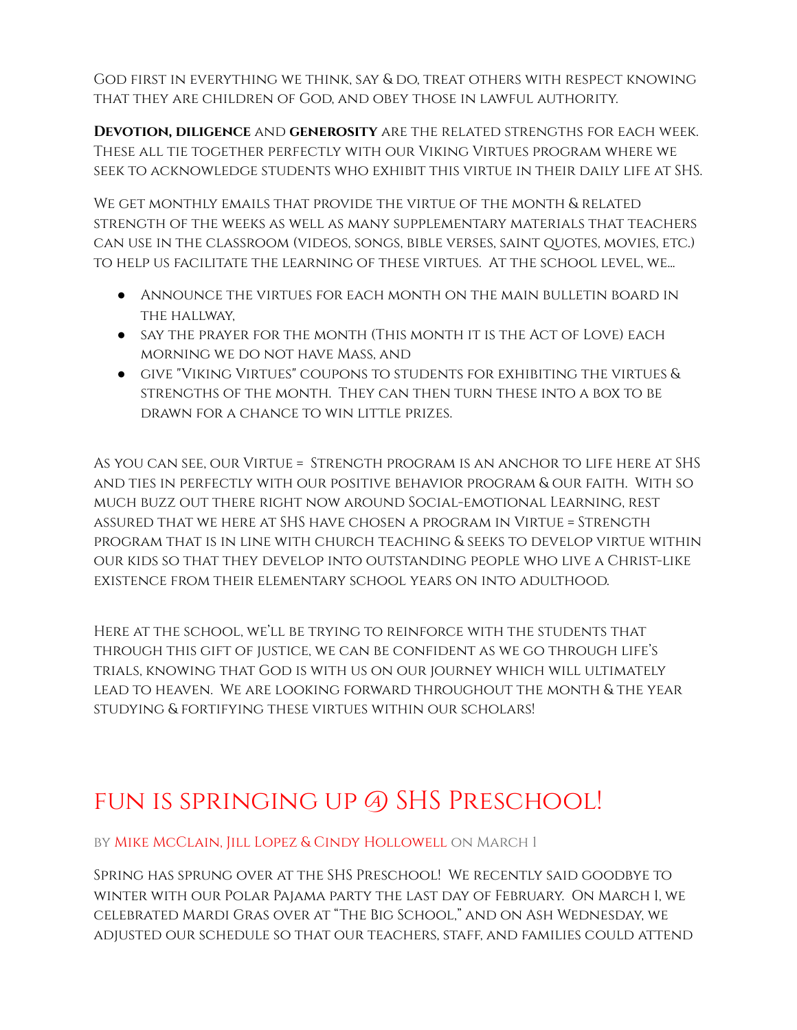God first in everything we think, say & do, treat others with respect knowing that they are children of God, and obey those in lawful authority.

**Devotion, diligence** and **generosity** are the related strengths for each week. These all tie together perfectly with our Viking Virtues program where we seek to acknowledge students who exhibit this virtue in their daily life at SHS.

We get monthly emails that provide the virtue of the month & related strength of the weeks as well as many supplementary materials that teachers can use in the classroom (videos, songs, bible verses, saint quotes, movies, etc.) to help us facilitate the learning of these virtues. At the school level, we...

- Announce the virtues for each month on the main bulletin board in the hallway,
- say the prayer for the month (This month it is the Act of Love) each morning we do not have Mass, and
- give "Viking Virtues" coupons to students for exhibiting the virtues & strengths of the month. They can then turn these into a box to be drawn for a chance to win little prizes.

As you can see, our Virtue = Strength program is an anchor to life here at SHS and ties in perfectly with our positive behavior program & our faith. With so much buzz out there right now around Social-emotional Learning, rest assured that we here at SHS have chosen a program in Virtue = Strength program that is in line with church teaching & seeks to develop virtue within our kids so that they develop into outstanding people who live a Christ-like existence from their elementary school years on into adulthood.

Here at the school, we'll be trying to reinforce with the students that through this gift of justice, we can be confident as we go through life's trials, knowing that God is with us on our journey which will ultimately lead to heaven. We are looking forward throughout the month & the year studying & fortifying these virtues within our scholars!

## fun is springing up @ SHS Preschool!

by Mike McClain, Jill Lopez & Cindy Hollowell on March 1

Spring has sprung over at the SHS Preschool! We recently said goodbye to winter with our Polar Pajama party the last day of February. On March 1, we celebrated Mardi Gras over at "The Big School," and on Ash Wednesday, we adjusted our schedule so that our teachers, staff, and families could attend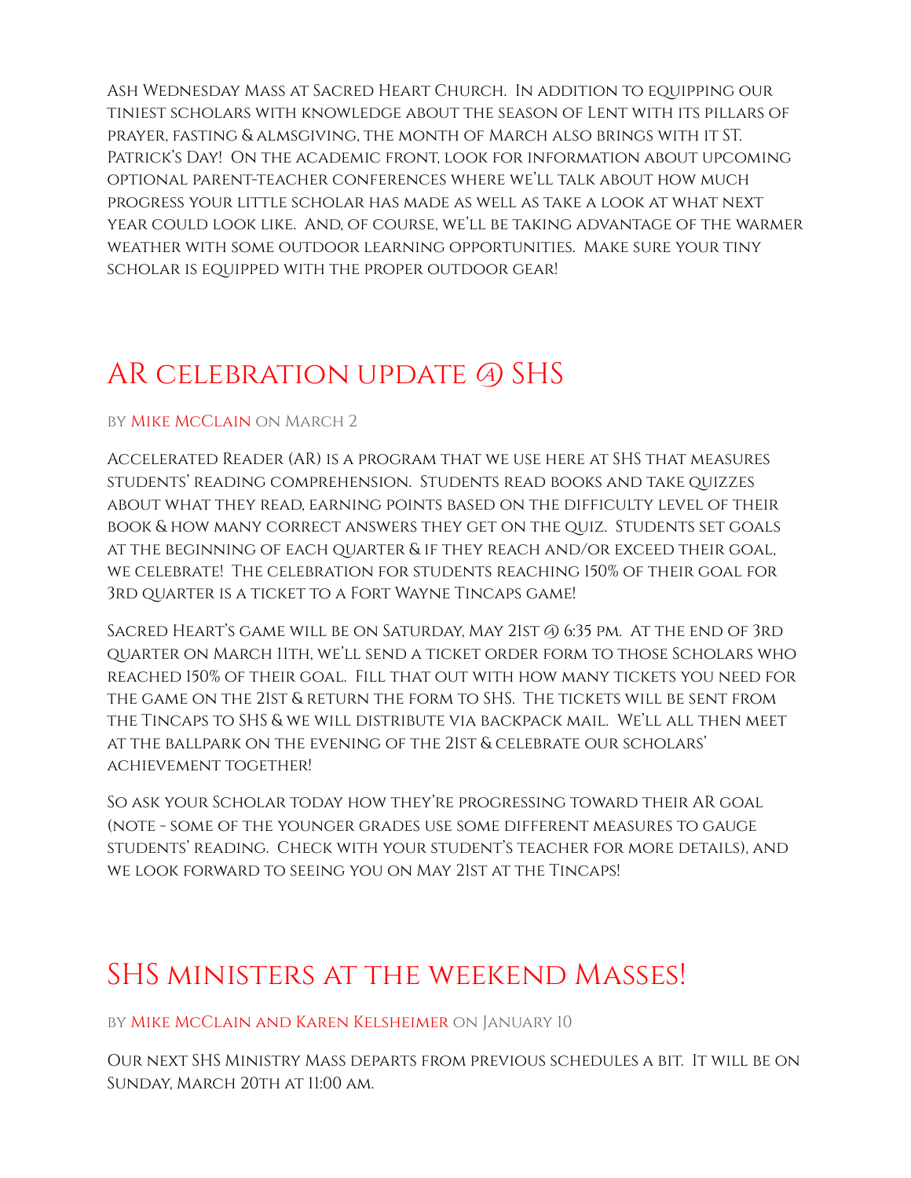Ash Wednesday Mass at Sacred Heart Church. In addition to equipping our tiniest scholars with knowledge about the season of Lent with its pillars of prayer, fasting & almsgiving, the month of March also brings with it ST. Patrick's Day! On the academic front, look for information about upcoming optional parent-teacher conferences where we'll talk about how much progress your little scholar has made as well as take a look at what next year could look like. And, of course, we'll be taking advantage of the warmer weather with some outdoor learning opportunities. Make sure your tiny scholar is equipped with the proper outdoor gear!

## AR celebration update @ SHS

by Mike McClain on March 2

Accelerated Reader (AR) is a program that we use here at SHS that measures students' reading comprehension. Students read books and take quizzes about what they read, earning points based on the difficulty level of their book & how many correct answers they get on the quiz. Students set goals at the beginning of each quarter & if they reach and/or exceed their goal, we celebrate! The celebration for students reaching 150% of their goal for 3rd quarter is a ticket to a Fort Wayne Tincaps game!

Sacred Heart's game will be on Saturday, May 21st @ 6:35 pm. At the end of 3rd quarter on March 11th, we'll send a ticket order form to those Scholars who reached 150% of their goal. Fill that out with how many tickets you need for the game on the 21st & return the form to SHS. The tickets will be sent from the Tincaps to SHS & we will distribute via backpack mail. We'll all then meet at the ballpark on the evening of the 21st & celebrate our scholars' achievement together!

So ask your Scholar today how they're progressing toward their AR goal (note - some of the younger grades use some different measures to gauge students' reading. Check with your student's teacher for more details), and we look forward to seeing you on May 21st at the Tincaps!

## SHS ministers at the weekend Masses!

by Mike McClain and Karen Kelsheimer on January 10

Our next SHS Ministry Mass departs from previous schedules a bit. It will be on Sunday, March 20th at 11:00 am.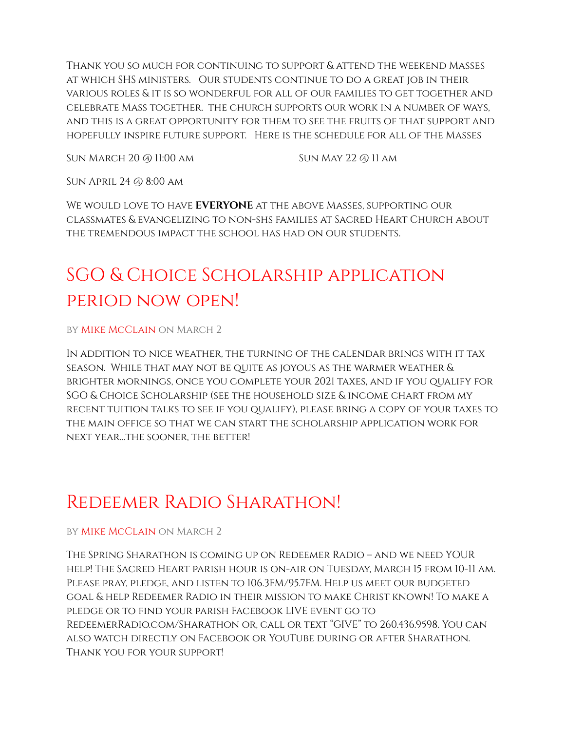Thank you so much for continuing to support & attend the weekend Masses at which SHS ministers. Our students continue to do a great job in their various roles & it is so wonderful for all of our families to get together and celebrate Mass together. the church supports our work in a number of ways, and this is a great opportunity for them to see the fruits of that support and hopefully inspire future support. Here is the schedule for all of the Masses

Sun March 20 @ 11:00 am

Sun April 24 @ 8:00 am

Sun May 22 @ 11 am

We would love to have **EVERYONE** at the above Masses, supporting our classmates & evangelizing to non-shs families at Sacred Heart Church about the tremendous impact the school has had on our students.

## SGO & Choice Scholarship application period now open!

by Mike McClain on March 2

In addition to nice weather, the turning of the calendar brings with it tax season. While that may not be quite as joyous as the warmer weather & brighter mornings, once you complete your 2021 taxes, and if you qualify for SGO & Choice Scholarship (see the household size & income chart from my recent tuition talks to see if you qualify), please bring a copy of your taxes to the main office so that we can start the scholarship application work for next year…the sooner, the better!

## Redeemer Radio Sharathon!

by Mike McClain on March 2

The Spring Sharathon is coming up on Redeemer Radio – and we need YOUR help! The Sacred Heart parish hour is on-air on Tuesday, March 15 from 10-11 am. Please pray, pledge, and listen to 106.3FM/95.7FM. Help us meet our budgeted goal & help Redeemer Radio in their mission to make Christ known! To make a pledge or to find your parish Facebook LIVE event go to RedeemerRadio.com/Sharathon or, call or text "GIVE" to 260.436.9598. You can also watch directly on Facebook or YouTube during or after Sharathon. Thank you for your support!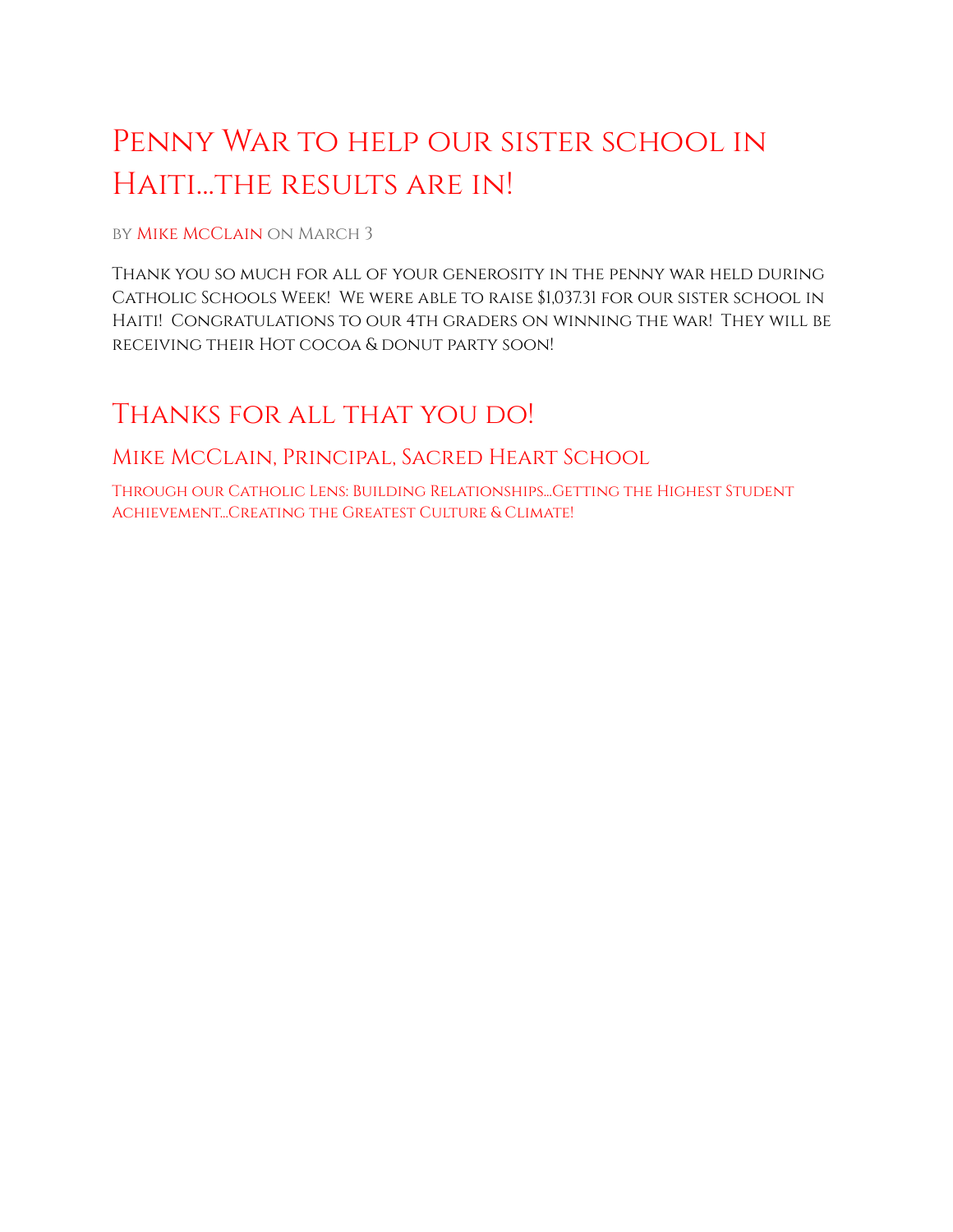# Penny War to help our sister school in Haiti…the results are in!

by Mike McClain on March 3

Thank you so much for all of your generosity in the penny war held during Catholic Schools Week! We were able to raise $1,037.31 for our sister school in Haiti! Congratulations to our 4th graders on winning the war! They will be receiving their Hot cocoa & donut party soon!

# Thanks for all that you do!

## Mike McClain, Principal, Sacred Heart School

Through our Catholic Lens: Building Relationships…Getting the Highest Student Achievement…Creating the Greatest Culture & Climate!